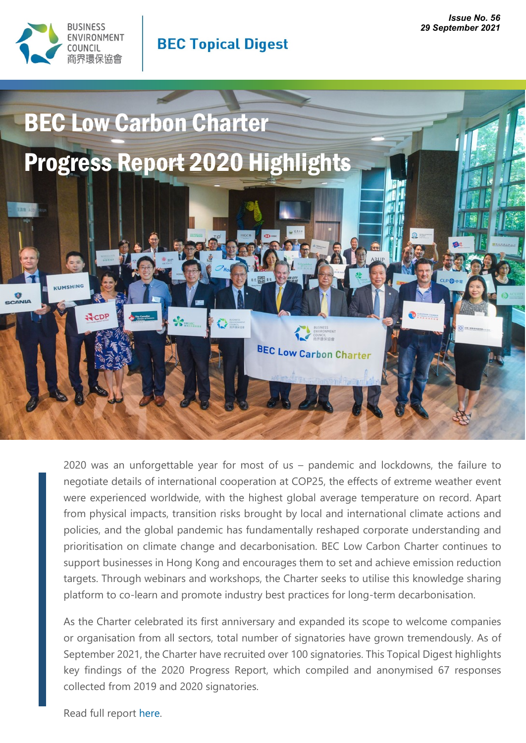BUSINESS ENVIRONMENT COUNCIL 商界環保協會

**BEC Topical Digest**

***Issue No. 56***
***29 September 2021***

# BEC Low Carbon Charter Progress Report 2020 Highlights

2020 was an unforgettable year for most of us – pandemic and lockdowns, the failure to negotiate details of international cooperation at COP25, the effects of extreme weather event were experienced worldwide, with the highest global average temperature on record. Apart from physical impacts, transition risks brought by local and international climate actions and policies, and the global pandemic has fundamentally reshaped corporate understanding and prioritisation on climate change and decarbonisation. BEC Low Carbon Charter continues to support businesses in Hong Kong and encourages them to set and achieve emission reduction targets. Through webinars and workshops, the Charter seeks to utilise this knowledge sharing platform to co-learn and promote industry best practices for long-term decarbonisation.

As the Charter celebrated its first anniversary and expanded its scope to welcome companies or organisation from all sectors, total number of signatories have grown tremendously. As of September 2021, the Charter have recruited over 100 signatories. This Topical Digest highlights key findings of the 2020 Progress Report, which compiled and anonymised 67 responses collected from 2019 and 2020 signatories.

Read full report here.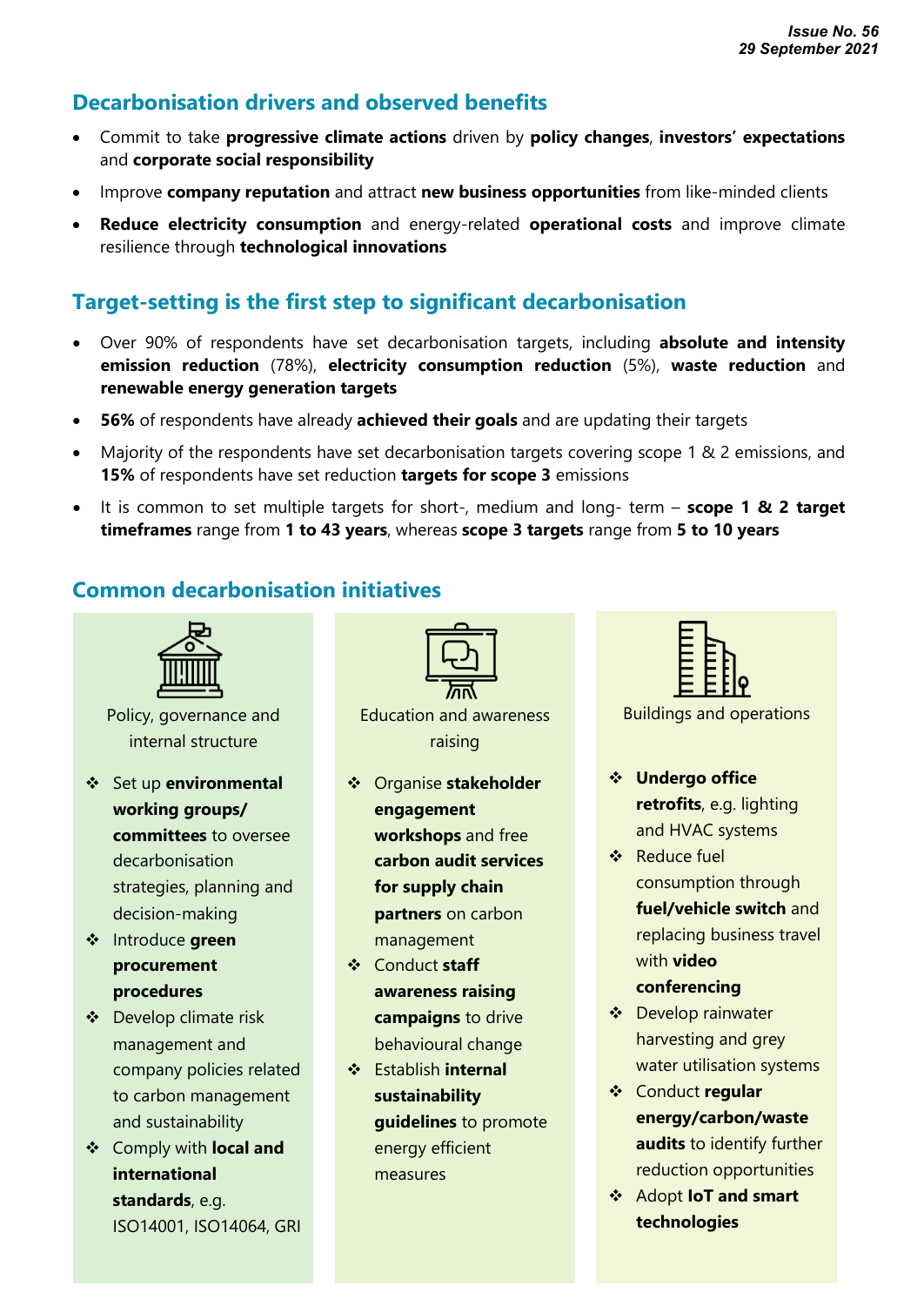## Decarbonisation drivers and observed benefits

- Commit to take **progressive climate actions** driven by **policy changes**, **investors' expectations** and **corporate social responsibility**
- Improve **company reputation** and attract **new business opportunities** from like-minded clients
- **Reduce electricity consumption** and energy-related **operational costs** and improve climate resilience through **technological innovations**

## Target-setting is the first step to significant decarbonisation

- Over 90% of respondents have set decarbonisation targets, including **absolute and intensity emission reduction** (78%), **electricity consumption reduction** (5%), **waste reduction** and **renewable energy generation targets**
- **56%** of respondents have already **achieved their goals** and are updating their targets
- Majority of the respondents have set decarbonisation targets covering scope 1 & 2 emissions, and **15%** of respondents have set reduction **targets for scope 3** emissions
- It is common to set multiple targets for short-, medium and long- term – **scope 1 & 2 target timeframes** range from **1 to 43 years**, whereas **scope 3 targets** range from **5 to 10 years**

## Common decarbonisation initiatives

### Policy, governance and internal structure

- Set up **environmental working groups/ committees** to oversee decarbonisation strategies, planning and decision-making
- Introduce **green procurement procedures**
- Develop climate risk management and company policies related to carbon management and sustainability
- Comply with **local and international standards**, e.g. ISO14001, ISO14064, GRI

### Education and awareness raising

- Organise **stakeholder engagement workshops** and free **carbon audit services for supply chain partners** on carbon management
- Conduct **staff awareness raising campaigns** to drive behavioural change
- Establish **internal sustainability guidelines** to promote energy efficient measures

### Buildings and operations

- **Undergo office retrofits**, e.g. lighting and HVAC systems
- Reduce fuel consumption through **fuel/vehicle switch** and replacing business travel with **video conferencing**
- Develop rainwater harvesting and grey water utilisation systems
- Conduct **regular energy/carbon/waste audits** to identify further reduction opportunities
- Adopt **IoT and smart technologies**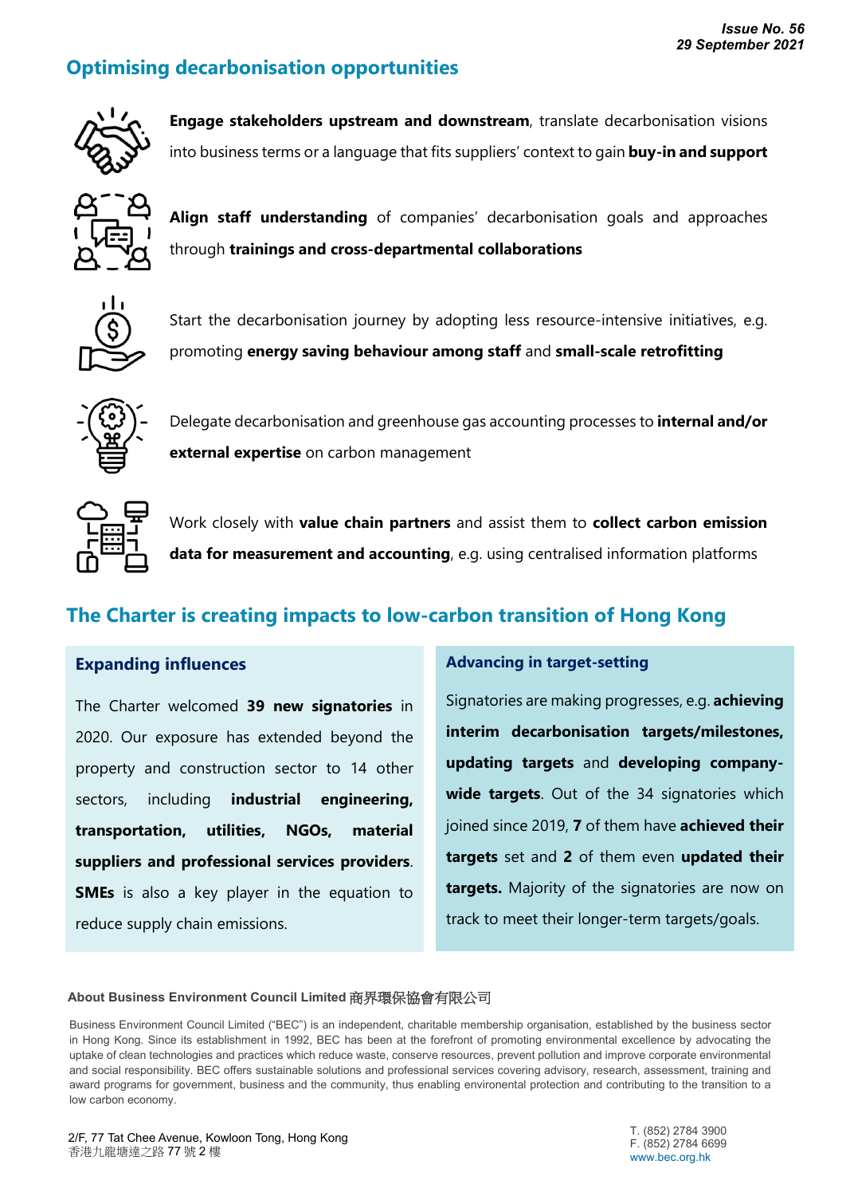## Optimising decarbonisation opportunities

**Engage stakeholders upstream and downstream**, translate decarbonisation visions into business terms or a language that fits suppliers' context to gain **buy-in and support**

**Align staff understanding** of companies' decarbonisation goals and approaches through **trainings and cross-departmental collaborations**

Start the decarbonisation journey by adopting less resource-intensive initiatives, e.g. promoting **energy saving behaviour among staff** and **small-scale retrofitting**

Delegate decarbonisation and greenhouse gas accounting processes to **internal and/or external expertise** on carbon management

Work closely with **value chain partners** and assist them to **collect carbon emission data for measurement and accounting**, e.g. using centralised information platforms

## The Charter is creating impacts to low-carbon transition of Hong Kong

### Expanding influences

The Charter welcomed **39 new signatories** in 2020. Our exposure has extended beyond the property and construction sector to 14 other sectors, including **industrial engineering, transportation, utilities, NGOs, material suppliers and professional services providers**. **SMEs** is also a key player in the equation to reduce supply chain emissions.

### Advancing in target-setting

Signatories are making progresses, e.g. **achieving interim decarbonisation targets/milestones, updating targets** and **developing company-wide targets**. Out of the 34 signatories which joined since 2019, **7** of them have **achieved their targets** set and **2** of them even **updated their targets.** Majority of the signatories are now on track to meet their longer-term targets/goals.

**About Business Environment Council Limited 商界環保協會有限公司**

Business Environment Council Limited ("BEC") is an independent, charitable membership organisation, established by the business sector in Hong Kong. Since its establishment in 1992, BEC has been at the forefront of promoting environmental excellence by advocating the uptake of clean technologies and practices which reduce waste, conserve resources, prevent pollution and improve corporate environmental and social responsibility. BEC offers sustainable solutions and professional services covering advisory, research, assessment, training and award programs for government, business and the community, thus enabling environental protection and contributing to the transition to a low carbon economy.

2/F, 77 Tat Chee Avenue, Kowloon Tong, Hong Kong
香港九龍塘達之路 77 號 2 樓

T. (852) 2784 3900
F. (852) 2784 6699
www.bec.org.hk